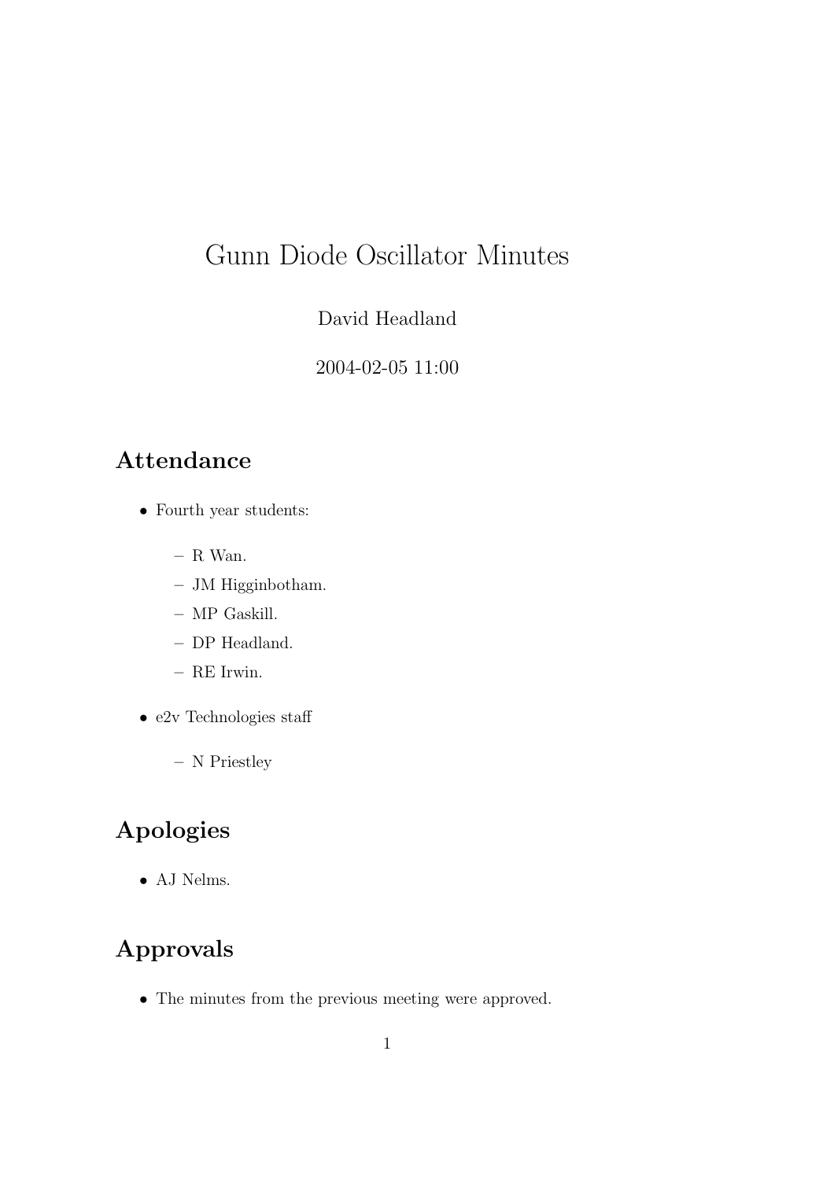# Gunn Diode Oscillator Minutes

David Headland

2004-02-05 11:00

## Attendance

- Fourth year students:
  - R Wan.
  - JM Higginbotham.
  - MP Gaskill.
  - DP Headland.
  - RE Irwin.
- e2v Technologies staff
  - N Priestley

## Apologies

- AJ Nelms.

## Approvals

- The minutes from the previous meeting were approved.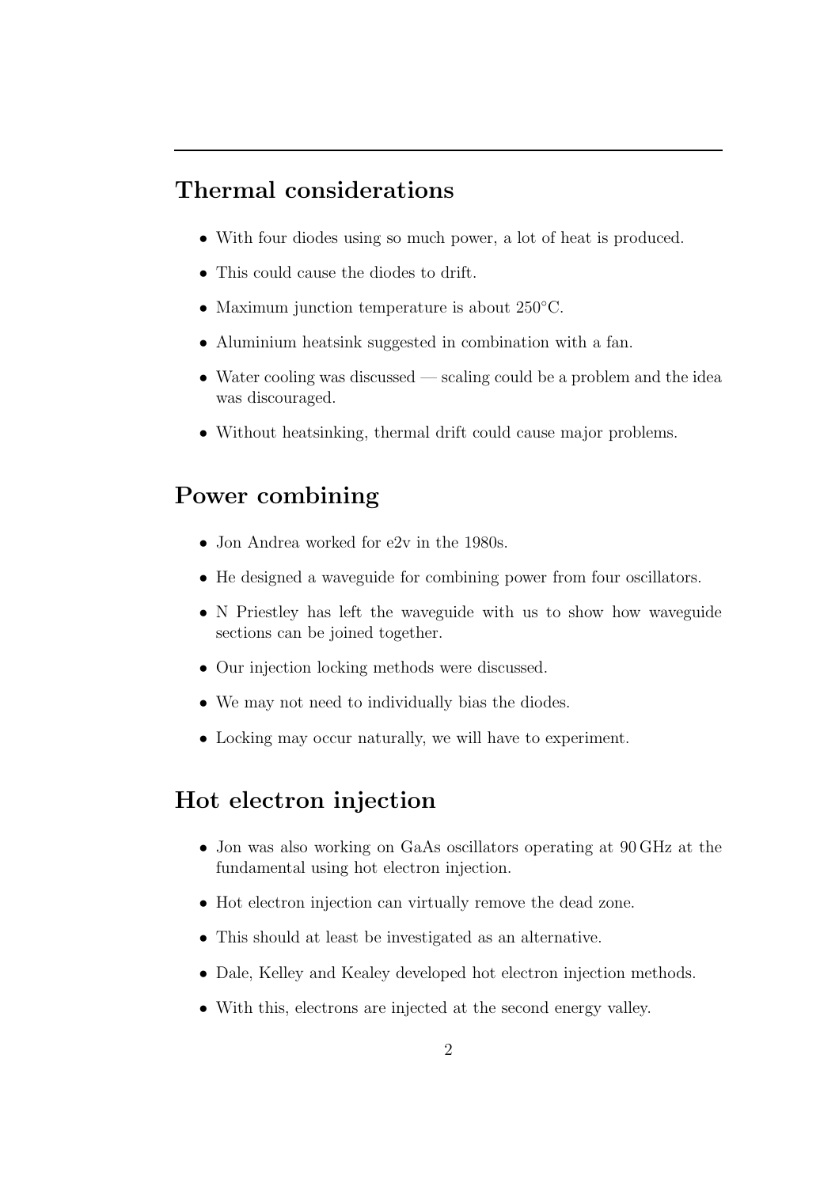## Thermal considerations

- With four diodes using so much power, a lot of heat is produced.
- This could cause the diodes to drift.
- Maximum junction temperature is about 250°C.
- Aluminium heatsink suggested in combination with a fan.
- Water cooling was discussed — scaling could be a problem and the idea was discouraged.
- Without heatsinking, thermal drift could cause major problems.

## Power combining

- Jon Andrea worked for e2v in the 1980s.
- He designed a waveguide for combining power from four oscillators.
- N Priestley has left the waveguide with us to show how waveguide sections can be joined together.
- Our injection locking methods were discussed.
- We may not need to individually bias the diodes.
- Locking may occur naturally, we will have to experiment.

## Hot electron injection

- Jon was also working on GaAs oscillators operating at 90 GHz at the fundamental using hot electron injection.
- Hot electron injection can virtually remove the dead zone.
- This should at least be investigated as an alternative.
- Dale, Kelley and Kealey developed hot electron injection methods.
- With this, electrons are injected at the second energy valley.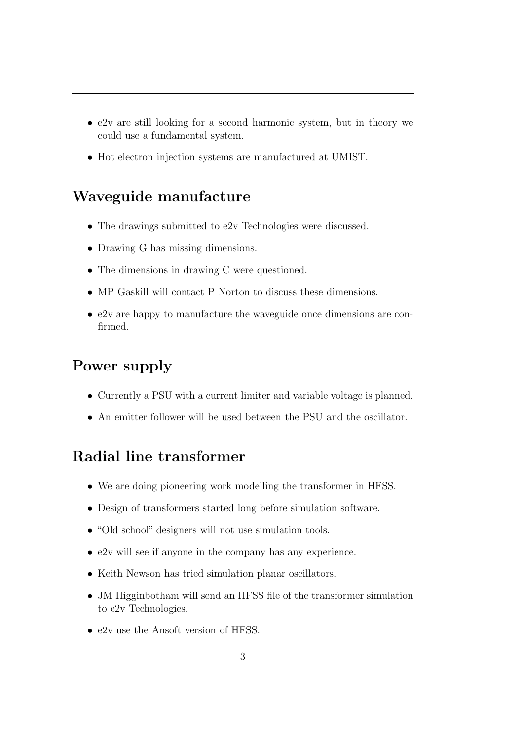- e2v are still looking for a second harmonic system, but in theory we could use a fundamental system.
- Hot electron injection systems are manufactured at UMIST.

## Waveguide manufacture

- The drawings submitted to e2v Technologies were discussed.
- Drawing G has missing dimensions.
- The dimensions in drawing C were questioned.
- MP Gaskill will contact P Norton to discuss these dimensions.
- e2v are happy to manufacture the waveguide once dimensions are confirmed.

## Power supply

- Currently a PSU with a current limiter and variable voltage is planned.
- An emitter follower will be used between the PSU and the oscillator.

## Radial line transformer

- We are doing pioneering work modelling the transformer in HFSS.
- Design of transformers started long before simulation software.
- "Old school" designers will not use simulation tools.
- e2v will see if anyone in the company has any experience.
- Keith Newson has tried simulation planar oscillators.
- JM Higginbotham will send an HFSS file of the transformer simulation to e2v Technologies.
- e2v use the Ansoft version of HFSS.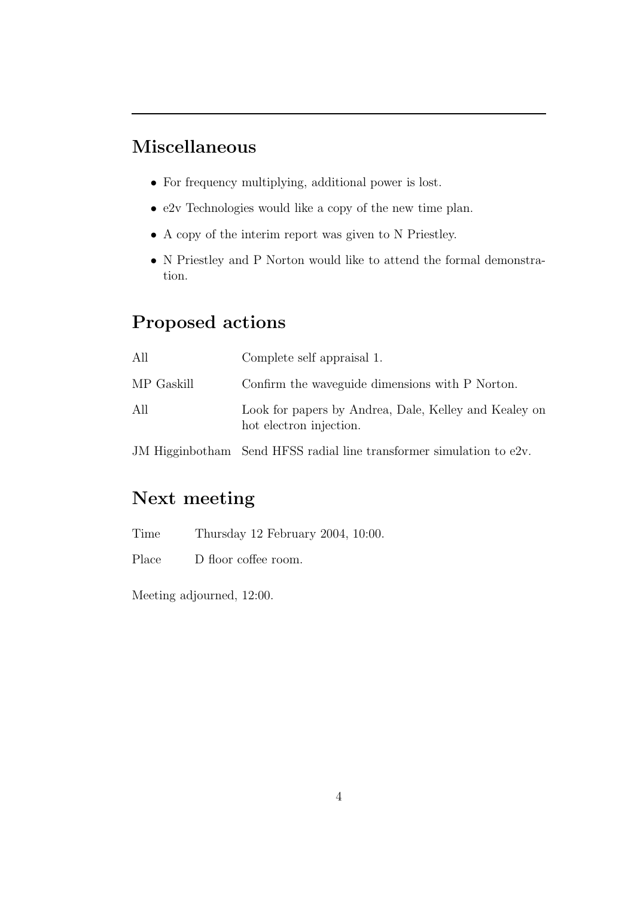## Miscellaneous

- For frequency multiplying, additional power is lost.
- e2v Technologies would like a copy of the new time plan.
- A copy of the interim report was given to N Priestley.
- N Priestley and P Norton would like to attend the formal demonstration.

## Proposed actions

| | |
|---|---|
| All | Complete self appraisal 1. |
| MP Gaskill | Confirm the waveguide dimensions with P Norton. |
| All | Look for papers by Andrea, Dale, Kelley and Kealey on hot electron injection. |
| JM Higginbotham | Send HFSS radial line transformer simulation to e2v. |

## Next meeting

| | |
|---|---|
| Time | Thursday 12 February 2004, 10:00. |
| Place | D floor coffee room. |

Meeting adjourned, 12:00.